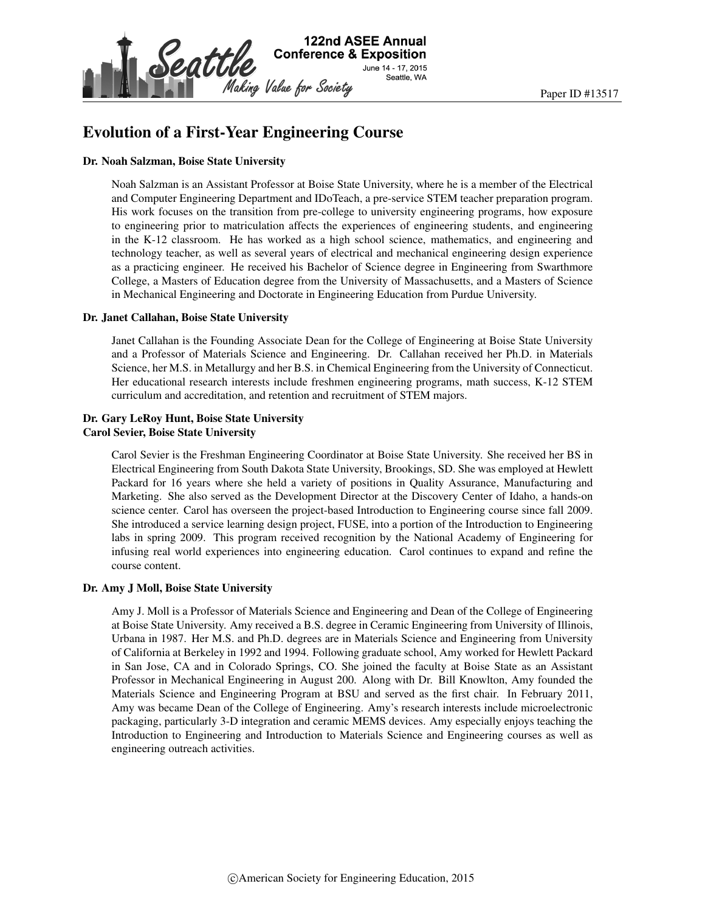Paper ID #13517

# Evolution of a First-Year Engineering Course

**Dr. Noah Salzman, Boise State University**

Noah Salzman is an Assistant Professor at Boise State University, where he is a member of the Electrical and Computer Engineering Department and IDoTeach, a pre-service STEM teacher preparation program. His work focuses on the transition from pre-college to university engineering programs, how exposure to engineering prior to matriculation affects the experiences of engineering students, and engineering in the K-12 classroom. He has worked as a high school science, mathematics, and engineering and technology teacher, as well as several years of electrical and mechanical engineering design experience as a practicing engineer. He received his Bachelor of Science degree in Engineering from Swarthmore College, a Masters of Education degree from the University of Massachusetts, and a Masters of Science in Mechanical Engineering and Doctorate in Engineering Education from Purdue University.

**Dr. Janet Callahan, Boise State University**

Janet Callahan is the Founding Associate Dean for the College of Engineering at Boise State University and a Professor of Materials Science and Engineering. Dr. Callahan received her Ph.D. in Materials Science, her M.S. in Metallurgy and her B.S. in Chemical Engineering from the University of Connecticut. Her educational research interests include freshmen engineering programs, math success, K-12 STEM curriculum and accreditation, and retention and recruitment of STEM majors.

**Dr. Gary LeRoy Hunt, Boise State University**
**Carol Sevier, Boise State University**

Carol Sevier is the Freshman Engineering Coordinator at Boise State University. She received her BS in Electrical Engineering from South Dakota State University, Brookings, SD. She was employed at Hewlett Packard for 16 years where she held a variety of positions in Quality Assurance, Manufacturing and Marketing. She also served as the Development Director at the Discovery Center of Idaho, a hands-on science center. Carol has overseen the project-based Introduction to Engineering course since fall 2009. She introduced a service learning design project, FUSE, into a portion of the Introduction to Engineering labs in spring 2009. This program received recognition by the National Academy of Engineering for infusing real world experiences into engineering education. Carol continues to expand and refine the course content.

**Dr. Amy J Moll, Boise State University**

Amy J. Moll is a Professor of Materials Science and Engineering and Dean of the College of Engineering at Boise State University. Amy received a B.S. degree in Ceramic Engineering from University of Illinois, Urbana in 1987. Her M.S. and Ph.D. degrees are in Materials Science and Engineering from University of California at Berkeley in 1992 and 1994. Following graduate school, Amy worked for Hewlett Packard in San Jose, CA and in Colorado Springs, CO. She joined the faculty at Boise State as an Assistant Professor in Mechanical Engineering in August 200. Along with Dr. Bill Knowlton, Amy founded the Materials Science and Engineering Program at BSU and served as the first chair. In February 2011, Amy was became Dean of the College of Engineering. Amy's research interests include microelectronic packaging, particularly 3-D integration and ceramic MEMS devices. Amy especially enjoys teaching the Introduction to Engineering and Introduction to Materials Science and Engineering courses as well as engineering outreach activities.

©American Society for Engineering Education, 2015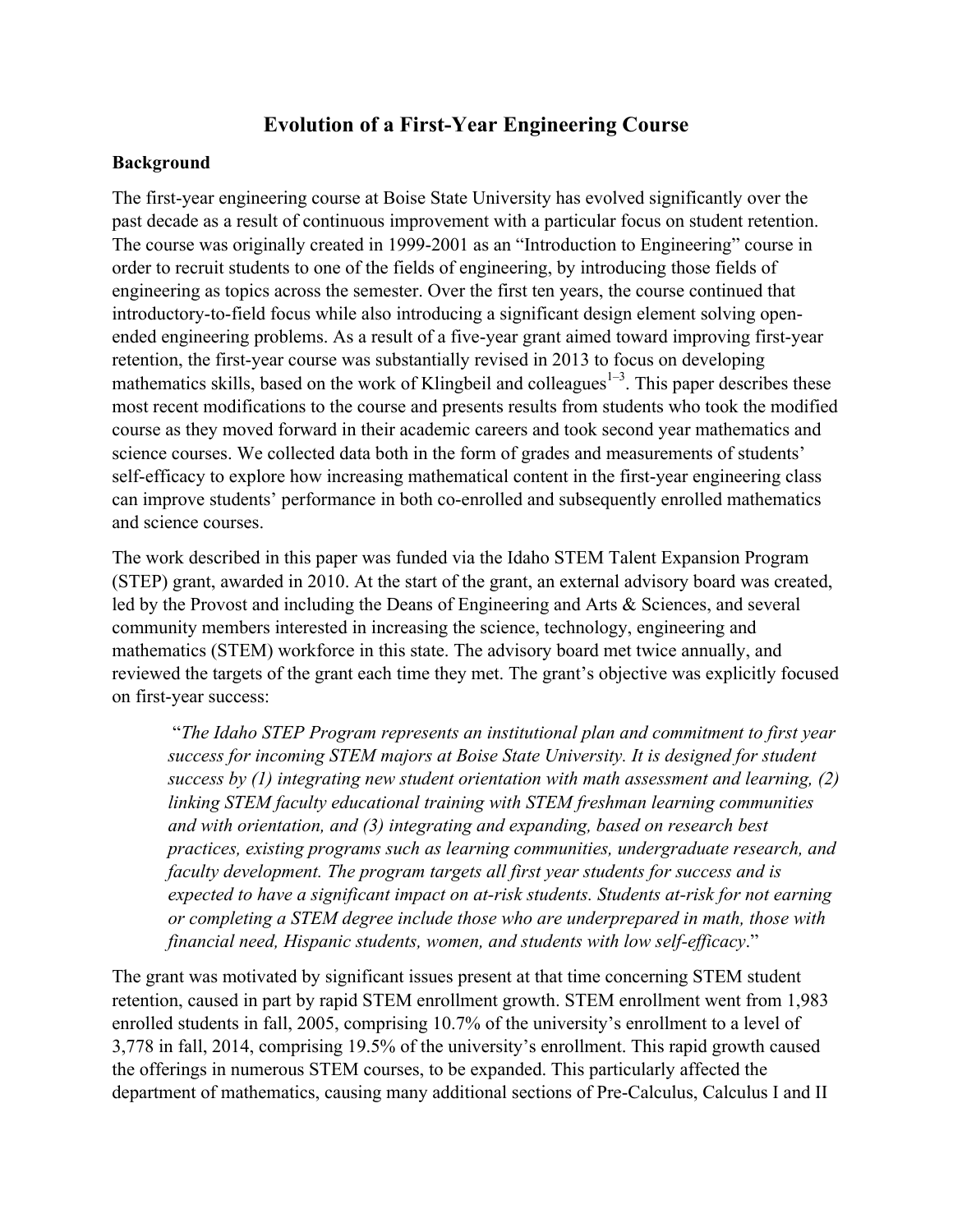# Evolution of a First-Year Engineering Course

## Background

The first-year engineering course at Boise State University has evolved significantly over the past decade as a result of continuous improvement with a particular focus on student retention. The course was originally created in 1999-2001 as an "Introduction to Engineering" course in order to recruit students to one of the fields of engineering, by introducing those fields of engineering as topics across the semester. Over the first ten years, the course continued that introductory-to-field focus while also introducing a significant design element solving open-ended engineering problems. As a result of a five-year grant aimed toward improving first-year retention, the first-year course was substantially revised in 2013 to focus on developing mathematics skills, based on the work of Klingbeil and colleagues[1–3]. This paper describes these most recent modifications to the course and presents results from students who took the modified course as they moved forward in their academic careers and took second year mathematics and science courses. We collected data both in the form of grades and measurements of students' self-efficacy to explore how increasing mathematical content in the first-year engineering class can improve students' performance in both co-enrolled and subsequently enrolled mathematics and science courses.

The work described in this paper was funded via the Idaho STEM Talent Expansion Program (STEP) grant, awarded in 2010. At the start of the grant, an external advisory board was created, led by the Provost and including the Deans of Engineering and Arts & Sciences, and several community members interested in increasing the science, technology, engineering and mathematics (STEM) workforce in this state. The advisory board met twice annually, and reviewed the targets of the grant each time they met. The grant's objective was explicitly focused on first-year success:

> "*The Idaho STEP Program represents an institutional plan and commitment to first year success for incoming STEM majors at Boise State University. It is designed for student success by (1) integrating new student orientation with math assessment and learning, (2) linking STEM faculty educational training with STEM freshman learning communities and with orientation, and (3) integrating and expanding, based on research best practices, existing programs such as learning communities, undergraduate research, and faculty development. The program targets all first year students for success and is expected to have a significant impact on at-risk students. Students at-risk for not earning or completing a STEM degree include those who are underprepared in math, those with financial need, Hispanic students, women, and students with low self-efficacy*."

The grant was motivated by significant issues present at that time concerning STEM student retention, caused in part by rapid STEM enrollment growth. STEM enrollment went from 1,983 enrolled students in fall, 2005, comprising 10.7% of the university's enrollment to a level of 3,778 in fall, 2014, comprising 19.5% of the university's enrollment. This rapid growth caused the offerings in numerous STEM courses, to be expanded. This particularly affected the department of mathematics, causing many additional sections of Pre-Calculus, Calculus I and II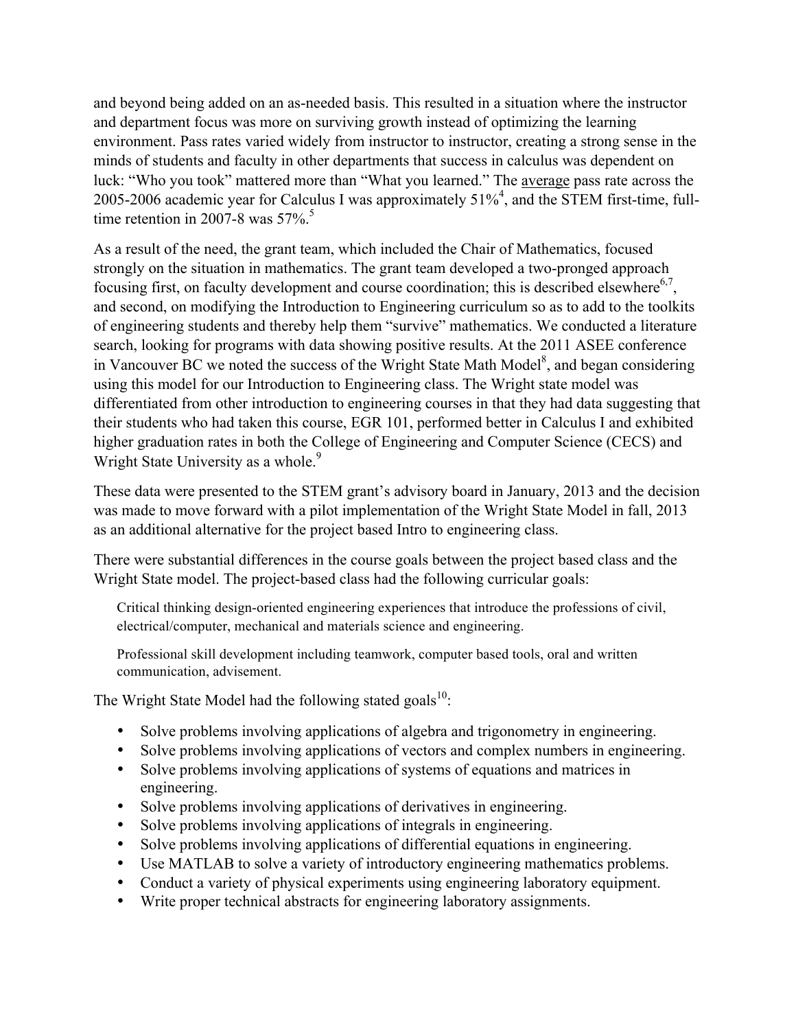and beyond being added on an as-needed basis. This resulted in a situation where the instructor and department focus was more on surviving growth instead of optimizing the learning environment. Pass rates varied widely from instructor to instructor, creating a strong sense in the minds of students and faculty in other departments that success in calculus was dependent on luck: "Who you took" mattered more than "What you learned." The <u>average</u> pass rate across the 2005-2006 academic year for Calculus I was approximately 51%[4], and the STEM first-time, full-time retention in 2007-8 was 57%.[5]

As a result of the need, the grant team, which included the Chair of Mathematics, focused strongly on the situation in mathematics. The grant team developed a two-pronged approach focusing first, on faculty development and course coordination; this is described elsewhere[6,7], and second, on modifying the Introduction to Engineering curriculum so as to add to the toolkits of engineering students and thereby help them "survive" mathematics. We conducted a literature search, looking for programs with data showing positive results. At the 2011 ASEE conference in Vancouver BC we noted the success of the Wright State Math Model[8], and began considering using this model for our Introduction to Engineering class. The Wright state model was differentiated from other introduction to engineering courses in that they had data suggesting that their students who had taken this course, EGR 101, performed better in Calculus I and exhibited higher graduation rates in both the College of Engineering and Computer Science (CECS) and Wright State University as a whole.[9]

These data were presented to the STEM grant's advisory board in January, 2013 and the decision was made to move forward with a pilot implementation of the Wright State Model in fall, 2013 as an additional alternative for the project based Intro to engineering class.

There were substantial differences in the course goals between the project based class and the Wright State model. The project-based class had the following curricular goals:

> Critical thinking design-oriented engineering experiences that introduce the professions of civil, electrical/computer, mechanical and materials science and engineering.
>
> Professional skill development including teamwork, computer based tools, oral and written communication, advisement.

The Wright State Model had the following stated goals[10]:

- Solve problems involving applications of algebra and trigonometry in engineering.
- Solve problems involving applications of vectors and complex numbers in engineering.
- Solve problems involving applications of systems of equations and matrices in engineering.
- Solve problems involving applications of derivatives in engineering.
- Solve problems involving applications of integrals in engineering.
- Solve problems involving applications of differential equations in engineering.
- Use MATLAB to solve a variety of introductory engineering mathematics problems.
- Conduct a variety of physical experiments using engineering laboratory equipment.
- Write proper technical abstracts for engineering laboratory assignments.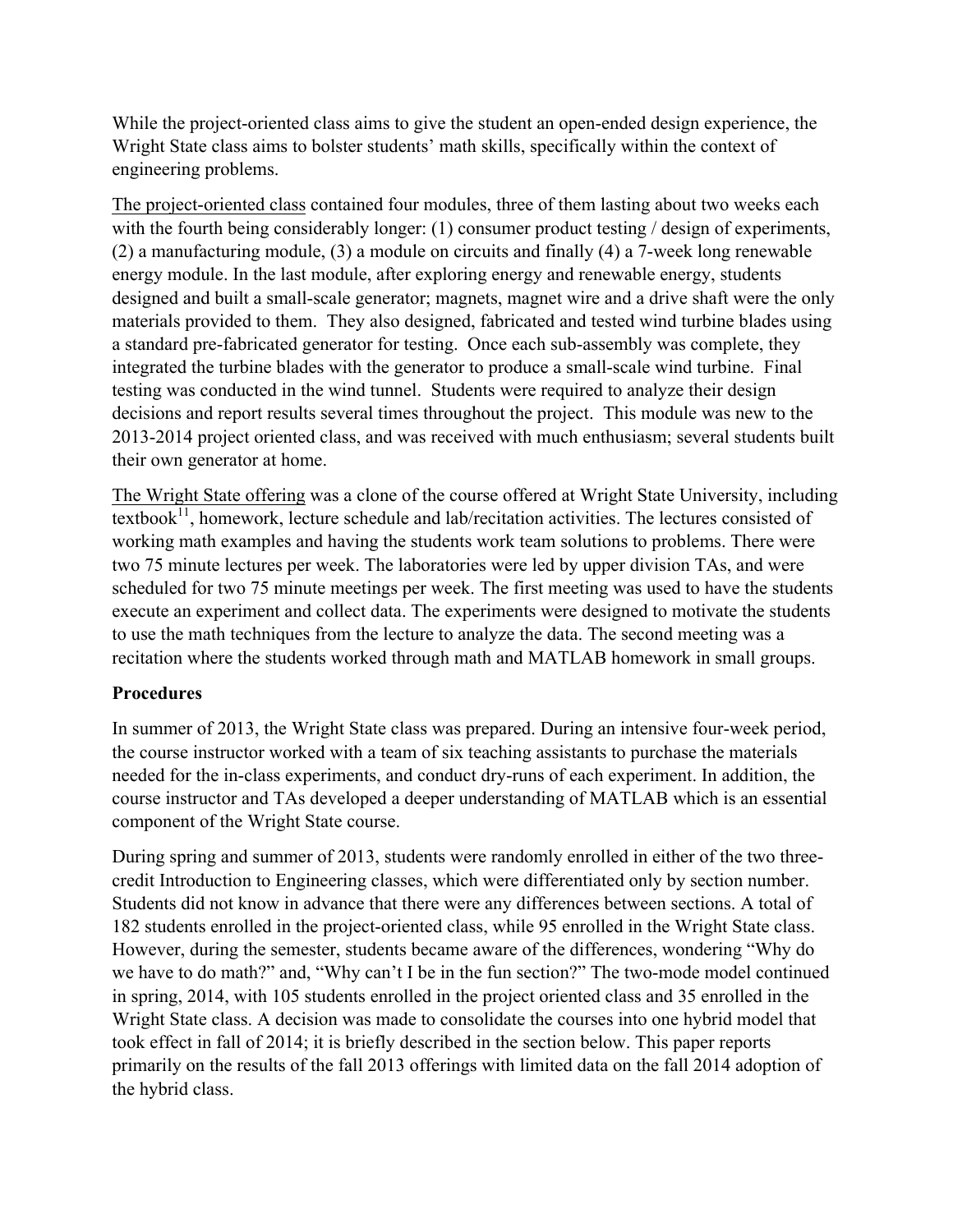While the project-oriented class aims to give the student an open-ended design experience, the Wright State class aims to bolster students' math skills, specifically within the context of engineering problems.

The project-oriented class contained four modules, three of them lasting about two weeks each with the fourth being considerably longer: (1) consumer product testing / design of experiments, (2) a manufacturing module, (3) a module on circuits and finally (4) a 7-week long renewable energy module. In the last module, after exploring energy and renewable energy, students designed and built a small-scale generator; magnets, magnet wire and a drive shaft were the only materials provided to them. They also designed, fabricated and tested wind turbine blades using a standard pre-fabricated generator for testing. Once each sub-assembly was complete, they integrated the turbine blades with the generator to produce a small-scale wind turbine. Final testing was conducted in the wind tunnel. Students were required to analyze their design decisions and report results several times throughout the project. This module was new to the 2013-2014 project oriented class, and was received with much enthusiasm; several students built their own generator at home.

The Wright State offering was a clone of the course offered at Wright State University, including textbook[11], homework, lecture schedule and lab/recitation activities. The lectures consisted of working math examples and having the students work team solutions to problems. There were two 75 minute lectures per week. The laboratories were led by upper division TAs, and were scheduled for two 75 minute meetings per week. The first meeting was used to have the students execute an experiment and collect data. The experiments were designed to motivate the students to use the math techniques from the lecture to analyze the data. The second meeting was a recitation where the students worked through math and MATLAB homework in small groups.

**Procedures**

In summer of 2013, the Wright State class was prepared. During an intensive four-week period, the course instructor worked with a team of six teaching assistants to purchase the materials needed for the in-class experiments, and conduct dry-runs of each experiment. In addition, the course instructor and TAs developed a deeper understanding of MATLAB which is an essential component of the Wright State course.

During spring and summer of 2013, students were randomly enrolled in either of the two three-credit Introduction to Engineering classes, which were differentiated only by section number. Students did not know in advance that there were any differences between sections. A total of 182 students enrolled in the project-oriented class, while 95 enrolled in the Wright State class. However, during the semester, students became aware of the differences, wondering "Why do we have to do math?" and, "Why can't I be in the fun section?" The two-mode model continued in spring, 2014, with 105 students enrolled in the project oriented class and 35 enrolled in the Wright State class. A decision was made to consolidate the courses into one hybrid model that took effect in fall of 2014; it is briefly described in the section below. This paper reports primarily on the results of the fall 2013 offerings with limited data on the fall 2014 adoption of the hybrid class.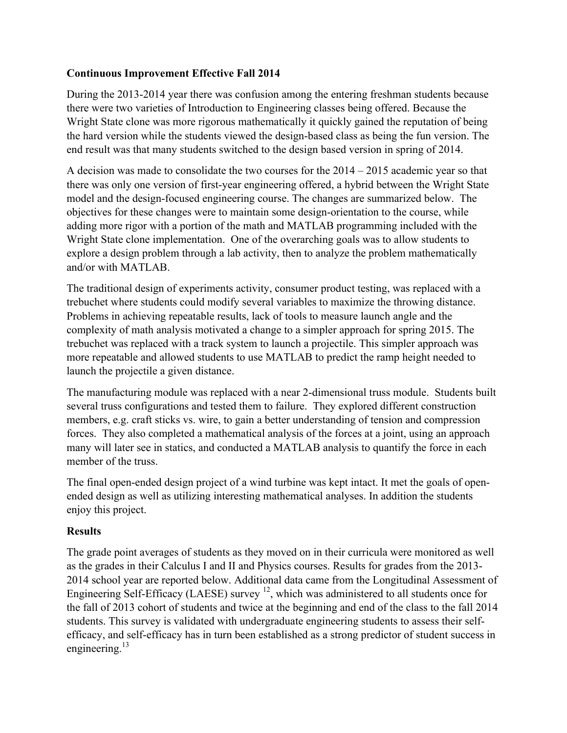**Continuous Improvement Effective Fall 2014**

During the 2013-2014 year there was confusion among the entering freshman students because there were two varieties of Introduction to Engineering classes being offered. Because the Wright State clone was more rigorous mathematically it quickly gained the reputation of being the hard version while the students viewed the design-based class as being the fun version. The end result was that many students switched to the design based version in spring of 2014.

A decision was made to consolidate the two courses for the 2014 – 2015 academic year so that there was only one version of first-year engineering offered, a hybrid between the Wright State model and the design-focused engineering course. The changes are summarized below. The objectives for these changes were to maintain some design-orientation to the course, while adding more rigor with a portion of the math and MATLAB programming included with the Wright State clone implementation. One of the overarching goals was to allow students to explore a design problem through a lab activity, then to analyze the problem mathematically and/or with MATLAB.

The traditional design of experiments activity, consumer product testing, was replaced with a trebuchet where students could modify several variables to maximize the throwing distance. Problems in achieving repeatable results, lack of tools to measure launch angle and the complexity of math analysis motivated a change to a simpler approach for spring 2015. The trebuchet was replaced with a track system to launch a projectile. This simpler approach was more repeatable and allowed students to use MATLAB to predict the ramp height needed to launch the projectile a given distance.

The manufacturing module was replaced with a near 2-dimensional truss module. Students built several truss configurations and tested them to failure. They explored different construction members, e.g. craft sticks vs. wire, to gain a better understanding of tension and compression forces. They also completed a mathematical analysis of the forces at a joint, using an approach many will later see in statics, and conducted a MATLAB analysis to quantify the force in each member of the truss.

The final open-ended design project of a wind turbine was kept intact. It met the goals of open-ended design as well as utilizing interesting mathematical analyses. In addition the students enjoy this project.

**Results**

The grade point averages of students as they moved on in their curricula were monitored as well as the grades in their Calculus I and II and Physics courses. Results for grades from the 2013-2014 school year are reported below. Additional data came from the Longitudinal Assessment of Engineering Self-Efficacy (LAESE) survey [12], which was administered to all students once for the fall of 2013 cohort of students and twice at the beginning and end of the class to the fall 2014 students. This survey is validated with undergraduate engineering students to assess their self-efficacy, and self-efficacy has in turn been established as a strong predictor of student success in engineering.[13]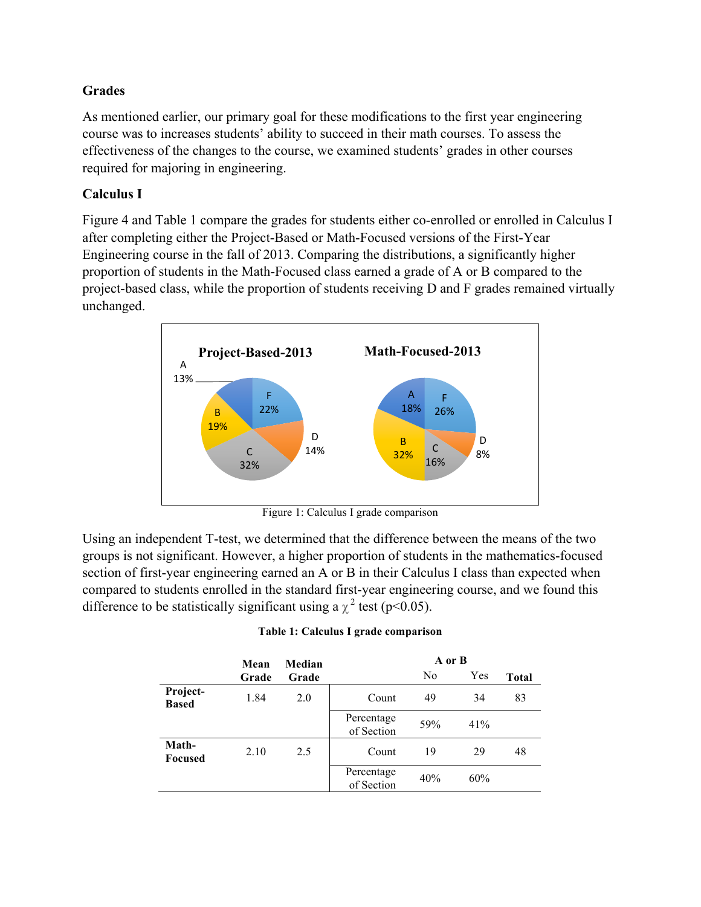## Grades

As mentioned earlier, our primary goal for these modifications to the first year engineering course was to increases students' ability to succeed in their math courses. To assess the effectiveness of the changes to the course, we examined students' grades in other courses required for majoring in engineering.

## Calculus I

Figure 4 and Table 1 compare the grades for students either co-enrolled or enrolled in Calculus I after completing either the Project-Based or Math-Focused versions of the First-Year Engineering course in the fall of 2013. Comparing the distributions, a significantly higher proportion of students in the Math-Focused class earned a grade of A or B compared to the project-based class, while the proportion of students receiving D and F grades remained virtually unchanged.

Figure 1: Calculus I grade comparison

Using an independent T-test, we determined that the difference between the means of the two groups is not significant. However, a higher proportion of students in the mathematics-focused section of first-year engineering earned an A or B in their Calculus I class than expected when compared to students enrolled in the standard first-year engineering course, and we found this difference to be statistically significant using a $\chi^2$ test ($p<0.05$).

**Table 1: Calculus I grade comparison**

| | Mean Grade | Median Grade | | A or B | | Total |
|---|---|---|---|---|---|---|
| | | | | No | Yes | |
| **Project-Based** | 1.84 | 2.0 | Count | 49 | 34 | 83 |
| | | | Percentage of Section | 59% | 41% | |
| **Math-Focused** | 2.10 | 2.5 | Count | 19 | 29 | 48 |
| | | | Percentage of Section | 40% | 60% | |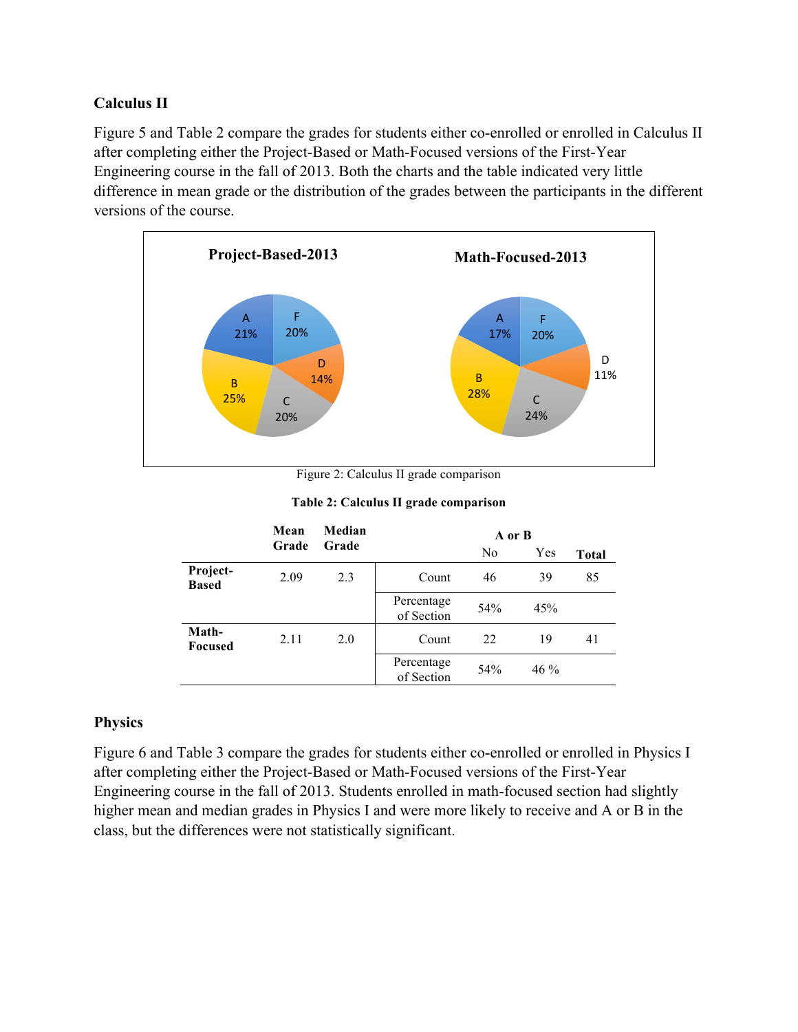### Calculus II

Figure 5 and Table 2 compare the grades for students either co-enrolled or enrolled in Calculus II after completing either the Project-Based or Math-Focused versions of the First-Year Engineering course in the fall of 2013. Both the charts and the table indicated very little difference in mean grade or the distribution of the grades between the participants in the different versions of the course.

Figure 2: Calculus II grade comparison

**Table 2: Calculus II grade comparison**

| | Mean Grade | Median Grade | | A or B: No | A or B: Yes | Total |
|---|---|---|---|---|---|---|
| **Project-Based** | 2.09 | 2.3 | Count | 46 | 39 | 85 |
| | | | Percentage of Section | 54% | 45% | |
| **Math-Focused** | 2.11 | 2.0 | Count | 22 | 19 | 41 |
| | | | Percentage of Section | 54% | 46 % | |

### Physics

Figure 6 and Table 3 compare the grades for students either co-enrolled or enrolled in Physics I after completing either the Project-Based or Math-Focused versions of the First-Year Engineering course in the fall of 2013. Students enrolled in math-focused section had slightly higher mean and median grades in Physics I and were more likely to receive and A or B in the class, but the differences were not statistically significant.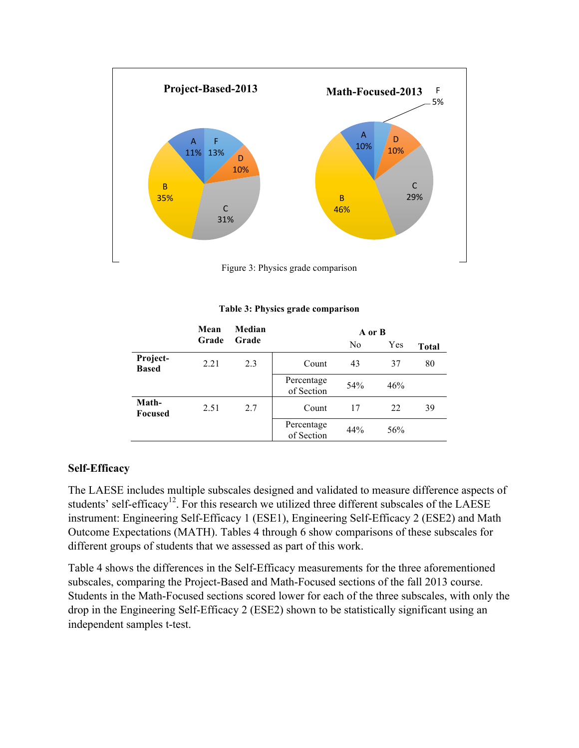Figure 3: Physics grade comparison

**Table 3: Physics grade comparison**

| | Mean Grade | Median Grade | | A or B: No | A or B: Yes | Total |
|---|---|---|---|---|---|---|
| **Project-Based** | 2.21 | 2.3 | Count | 43 | 37 | 80 |
| | | | Percentage of Section | 54% | 46% | |
| **Math-Focused** | 2.51 | 2.7 | Count | 17 | 22 | 39 |
| | | | Percentage of Section | 44% | 56% | |

## Self-Efficacy

The LAESE includes multiple subscales designed and validated to measure difference aspects of students' self-efficacy[12]. For this research we utilized three different subscales of the LAESE instrument: Engineering Self-Efficacy 1 (ESE1), Engineering Self-Efficacy 2 (ESE2) and Math Outcome Expectations (MATH). Tables 4 through 6 show comparisons of these subscales for different groups of students that we assessed as part of this work.

Table 4 shows the differences in the Self-Efficacy measurements for the three aforementioned subscales, comparing the Project-Based and Math-Focused sections of the fall 2013 course. Students in the Math-Focused sections scored lower for each of the three subscales, with only the drop in the Engineering Self-Efficacy 2 (ESE2) shown to be statistically significant using an independent samples t-test.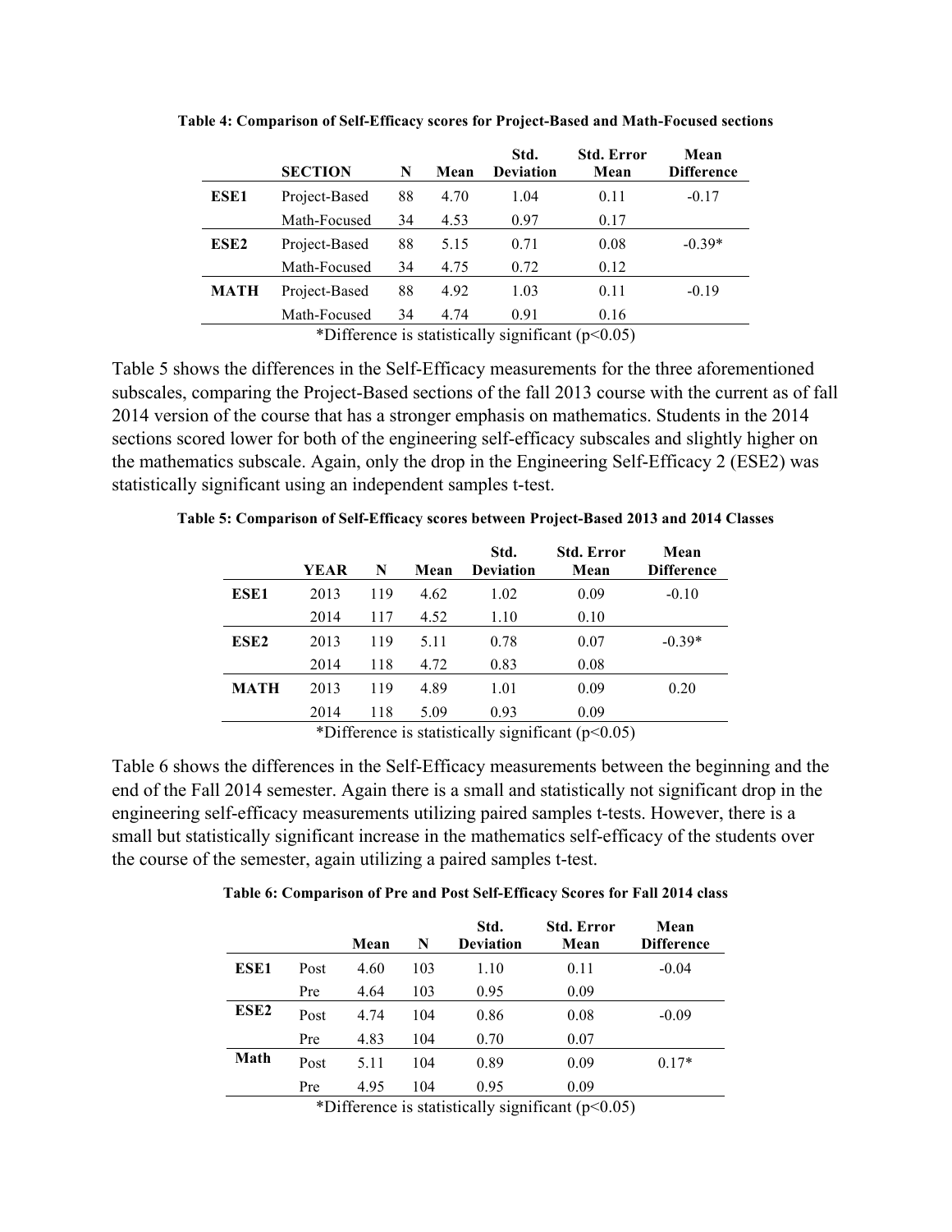**Table 4: Comparison of Self-Efficacy scores for Project-Based and Math-Focused sections**

| | SECTION | N | Mean | Std. Deviation | Std. Error Mean | Mean Difference |
|---|---|---|---|---|---|---|
| **ESE1** | Project-Based | 88 | 4.70 | 1.04 | 0.11 | -0.17 |
| | Math-Focused | 34 | 4.53 | 0.97 | 0.17 | |
| **ESE2** | Project-Based | 88 | 5.15 | 0.71 | 0.08 | -0.39* |
| | Math-Focused | 34 | 4.75 | 0.72 | 0.12 | |
| **MATH** | Project-Based | 88 | 4.92 | 1.03 | 0.11 | -0.19 |
| | Math-Focused | 34 | 4.74 | 0.91 | 0.16 | |

*Difference is statistically significant ($p<0.05$)

Table 5 shows the differences in the Self-Efficacy measurements for the three aforementioned subscales, comparing the Project-Based sections of the fall 2013 course with the current as of fall 2014 version of the course that has a stronger emphasis on mathematics. Students in the 2014 sections scored lower for both of the engineering self-efficacy subscales and slightly higher on the mathematics subscale. Again, only the drop in the Engineering Self-Efficacy 2 (ESE2) was statistically significant using an independent samples t-test.

**Table 5: Comparison of Self-Efficacy scores between Project-Based 2013 and 2014 Classes**

| | YEAR | N | Mean | Std. Deviation | Std. Error Mean | Mean Difference |
|---|---|---|---|---|---|---|
| **ESE1** | 2013 | 119 | 4.62 | 1.02 | 0.09 | -0.10 |
| | 2014 | 117 | 4.52 | 1.10 | 0.10 | |
| **ESE2** | 2013 | 119 | 5.11 | 0.78 | 0.07 | -0.39* |
| | 2014 | 118 | 4.72 | 0.83 | 0.08 | |
| **MATH** | 2013 | 119 | 4.89 | 1.01 | 0.09 | 0.20 |
| | 2014 | 118 | 5.09 | 0.93 | 0.09 | |

*Difference is statistically significant ($p<0.05$)

Table 6 shows the differences in the Self-Efficacy measurements between the beginning and the end of the Fall 2014 semester. Again there is a small and statistically not significant drop in the engineering self-efficacy measurements utilizing paired samples t-tests. However, there is a small but statistically significant increase in the mathematics self-efficacy of the students over the course of the semester, again utilizing a paired samples t-test.

**Table 6: Comparison of Pre and Post Self-Efficacy Scores for Fall 2014 class**

| | | Mean | N | Std. Deviation | Std. Error Mean | Mean Difference |
|---|---|---|---|---|---|---|
| **ESE1** | Post | 4.60 | 103 | 1.10 | 0.11 | -0.04 |
| | Pre | 4.64 | 103 | 0.95 | 0.09 | |
| **ESE2** | Post | 4.74 | 104 | 0.86 | 0.08 | -0.09 |
| | Pre | 4.83 | 104 | 0.70 | 0.07 | |
| **Math** | Post | 5.11 | 104 | 0.89 | 0.09 | 0.17* |
| | Pre | 4.95 | 104 | 0.95 | 0.09 | |

*Difference is statistically significant ($p<0.05$)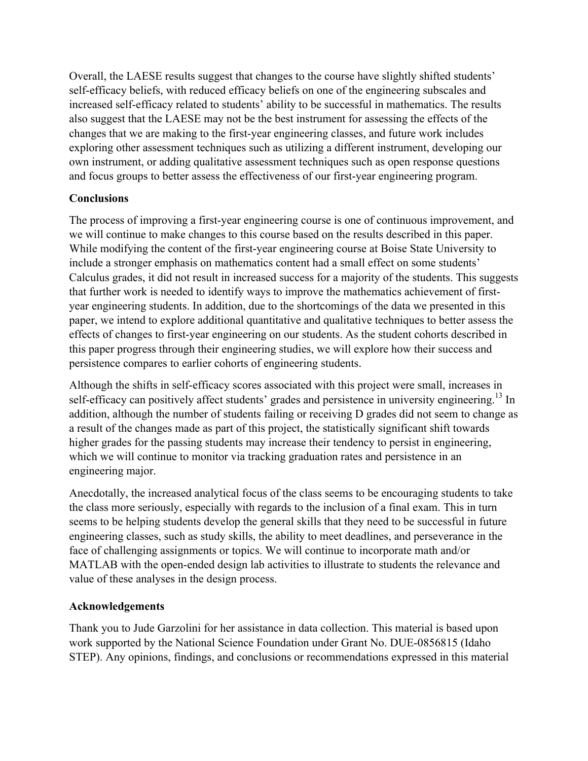Overall, the LAESE results suggest that changes to the course have slightly shifted students' self-efficacy beliefs, with reduced efficacy beliefs on one of the engineering subscales and increased self-efficacy related to students' ability to be successful in mathematics. The results also suggest that the LAESE may not be the best instrument for assessing the effects of the changes that we are making to the first-year engineering classes, and future work includes exploring other assessment techniques such as utilizing a different instrument, developing our own instrument, or adding qualitative assessment techniques such as open response questions and focus groups to better assess the effectiveness of our first-year engineering program.

**Conclusions**

The process of improving a first-year engineering course is one of continuous improvement, and we will continue to make changes to this course based on the results described in this paper. While modifying the content of the first-year engineering course at Boise State University to include a stronger emphasis on mathematics content had a small effect on some students' Calculus grades, it did not result in increased success for a majority of the students. This suggests that further work is needed to identify ways to improve the mathematics achievement of first-year engineering students. In addition, due to the shortcomings of the data we presented in this paper, we intend to explore additional quantitative and qualitative techniques to better assess the effects of changes to first-year engineering on our students. As the student cohorts described in this paper progress through their engineering studies, we will explore how their success and persistence compares to earlier cohorts of engineering students.

Although the shifts in self-efficacy scores associated with this project were small, increases in self-efficacy can positively affect students' grades and persistence in university engineering.[13] In addition, although the number of students failing or receiving D grades did not seem to change as a result of the changes made as part of this project, the statistically significant shift towards higher grades for the passing students may increase their tendency to persist in engineering, which we will continue to monitor via tracking graduation rates and persistence in an engineering major.

Anecdotally, the increased analytical focus of the class seems to be encouraging students to take the class more seriously, especially with regards to the inclusion of a final exam. This in turn seems to be helping students develop the general skills that they need to be successful in future engineering classes, such as study skills, the ability to meet deadlines, and perseverance in the face of challenging assignments or topics. We will continue to incorporate math and/or MATLAB with the open-ended design lab activities to illustrate to students the relevance and value of these analyses in the design process.

**Acknowledgements**

Thank you to Jude Garzolini for her assistance in data collection. This material is based upon work supported by the National Science Foundation under Grant No. DUE-0856815 (Idaho STEP). Any opinions, findings, and conclusions or recommendations expressed in this material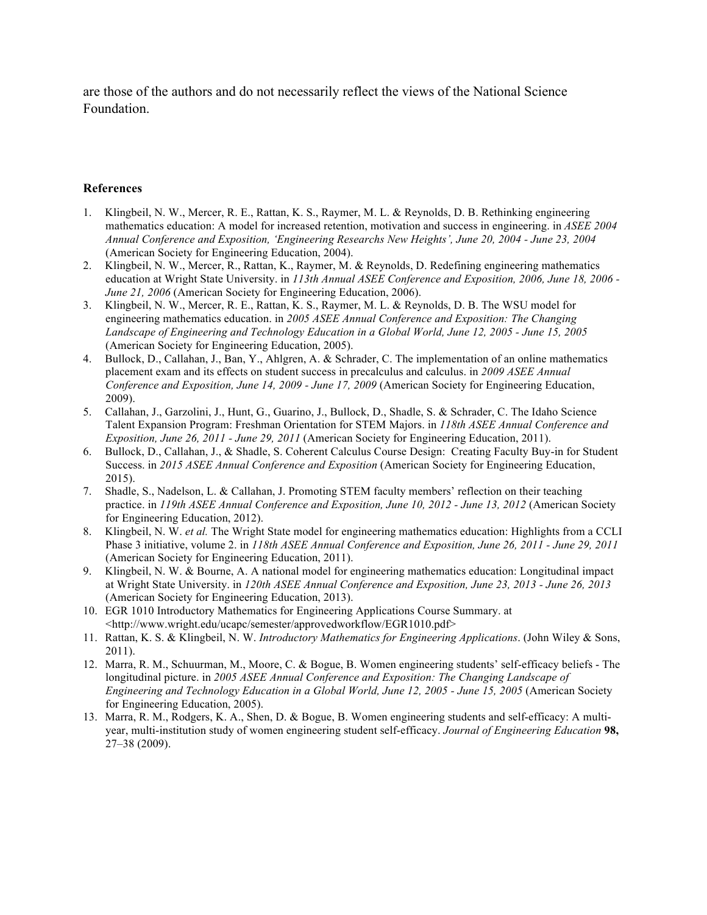are those of the authors and do not necessarily reflect the views of the National Science Foundation.

## References

1. Klingbeil, N. W., Mercer, R. E., Rattan, K. S., Raymer, M. L. & Reynolds, D. B. Rethinking engineering mathematics education: A model for increased retention, motivation and success in engineering. in *ASEE 2004 Annual Conference and Exposition, 'Engineering Researchs New Heights', June 20, 2004 - June 23, 2004* (American Society for Engineering Education, 2004).
2. Klingbeil, N. W., Mercer, R., Rattan, K., Raymer, M. & Reynolds, D. Redefining engineering mathematics education at Wright State University. in *113th Annual ASEE Conference and Exposition, 2006, June 18, 2006 - June 21, 2006* (American Society for Engineering Education, 2006).
3. Klingbeil, N. W., Mercer, R. E., Rattan, K. S., Raymer, M. L. & Reynolds, D. B. The WSU model for engineering mathematics education. in *2005 ASEE Annual Conference and Exposition: The Changing Landscape of Engineering and Technology Education in a Global World, June 12, 2005 - June 15, 2005* (American Society for Engineering Education, 2005).
4. Bullock, D., Callahan, J., Ban, Y., Ahlgren, A. & Schrader, C. The implementation of an online mathematics placement exam and its effects on student success in precalculus and calculus. in *2009 ASEE Annual Conference and Exposition, June 14, 2009 - June 17, 2009* (American Society for Engineering Education, 2009).
5. Callahan, J., Garzolini, J., Hunt, G., Guarino, J., Bullock, D., Shadle, S. & Schrader, C. The Idaho Science Talent Expansion Program: Freshman Orientation for STEM Majors. in *118th ASEE Annual Conference and Exposition, June 26, 2011 - June 29, 2011* (American Society for Engineering Education, 2011).
6. Bullock, D., Callahan, J., & Shadle, S. Coherent Calculus Course Design: Creating Faculty Buy-in for Student Success. in *2015 ASEE Annual Conference and Exposition* (American Society for Engineering Education, 2015).
7. Shadle, S., Nadelson, L. & Callahan, J. Promoting STEM faculty members' reflection on their teaching practice. in *119th ASEE Annual Conference and Exposition, June 10, 2012 - June 13, 2012* (American Society for Engineering Education, 2012).
8. Klingbeil, N. W. *et al.* The Wright State model for engineering mathematics education: Highlights from a CCLI Phase 3 initiative, volume 2. in *118th ASEE Annual Conference and Exposition, June 26, 2011 - June 29, 2011* (American Society for Engineering Education, 2011).
9. Klingbeil, N. W. & Bourne, A. A national model for engineering mathematics education: Longitudinal impact at Wright State University. in *120th ASEE Annual Conference and Exposition, June 23, 2013 - June 26, 2013* (American Society for Engineering Education, 2013).
10. EGR 1010 Introductory Mathematics for Engineering Applications Course Summary. at <http://www.wright.edu/ucapc/semester/approvedworkflow/EGR1010.pdf>
11. Rattan, K. S. & Klingbeil, N. W. *Introductory Mathematics for Engineering Applications*. (John Wiley & Sons, 2011).
12. Marra, R. M., Schuurman, M., Moore, C. & Bogue, B. Women engineering students' self-efficacy beliefs - The longitudinal picture. in *2005 ASEE Annual Conference and Exposition: The Changing Landscape of Engineering and Technology Education in a Global World, June 12, 2005 - June 15, 2005* (American Society for Engineering Education, 2005).
13. Marra, R. M., Rodgers, K. A., Shen, D. & Bogue, B. Women engineering students and self-efficacy: A multi-year, multi-institution study of women engineering student self-efficacy. *Journal of Engineering Education* **98,** 27–38 (2009).